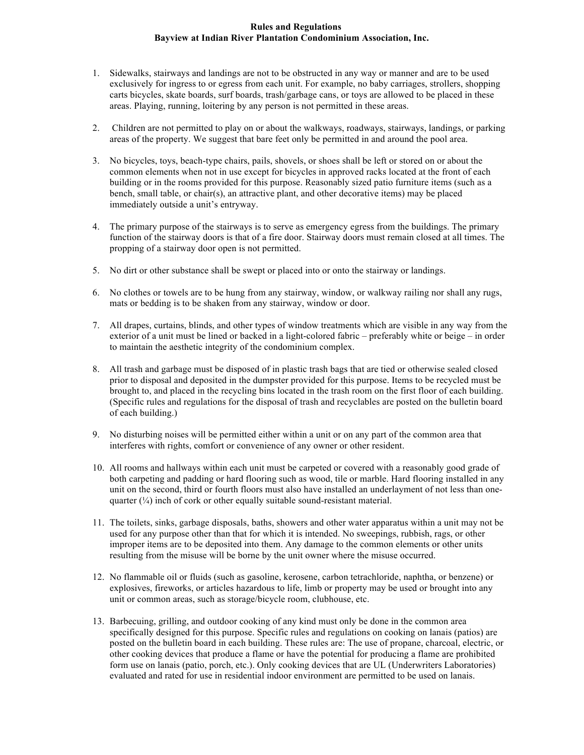**Rules and Regulations**
**Bayview at Indian River Plantation Condominium Association, Inc.**

1. Sidewalks, stairways and landings are not to be obstructed in any way or manner and are to be used exclusively for ingress to or egress from each unit. For example, no baby carriages, strollers, shopping carts bicycles, skate boards, surf boards, trash/garbage cans, or toys are allowed to be placed in these areas. Playing, running, loitering by any person is not permitted in these areas.

2. Children are not permitted to play on or about the walkways, roadways, stairways, landings, or parking areas of the property. We suggest that bare feet only be permitted in and around the pool area.

3. No bicycles, toys, beach-type chairs, pails, shovels, or shoes shall be left or stored on or about the common elements when not in use except for bicycles in approved racks located at the front of each building or in the rooms provided for this purpose. Reasonably sized patio furniture items (such as a bench, small table, or chair(s), an attractive plant, and other decorative items) may be placed immediately outside a unit's entryway.

4. The primary purpose of the stairways is to serve as emergency egress from the buildings. The primary function of the stairway doors is that of a fire door. Stairway doors must remain closed at all times. The propping of a stairway door open is not permitted.

5. No dirt or other substance shall be swept or placed into or onto the stairway or landings.

6. No clothes or towels are to be hung from any stairway, window, or walkway railing nor shall any rugs, mats or bedding is to be shaken from any stairway, window or door.

7. All drapes, curtains, blinds, and other types of window treatments which are visible in any way from the exterior of a unit must be lined or backed in a light-colored fabric – preferably white or beige – in order to maintain the aesthetic integrity of the condominium complex.

8. All trash and garbage must be disposed of in plastic trash bags that are tied or otherwise sealed closed prior to disposal and deposited in the dumpster provided for this purpose. Items to be recycled must be brought to, and placed in the recycling bins located in the trash room on the first floor of each building. (Specific rules and regulations for the disposal of trash and recyclables are posted on the bulletin board of each building.)

9. No disturbing noises will be permitted either within a unit or on any part of the common area that interferes with rights, comfort or convenience of any owner or other resident.

10. All rooms and hallways within each unit must be carpeted or covered with a reasonably good grade of both carpeting and padding or hard flooring such as wood, tile or marble. Hard flooring installed in any unit on the second, third or fourth floors must also have installed an underlayment of not less than one-quarter (¼) inch of cork or other equally suitable sound-resistant material.

11. The toilets, sinks, garbage disposals, baths, showers and other water apparatus within a unit may not be used for any purpose other than that for which it is intended. No sweepings, rubbish, rags, or other improper items are to be deposited into them. Any damage to the common elements or other units resulting from the misuse will be borne by the unit owner where the misuse occurred.

12. No flammable oil or fluids (such as gasoline, kerosene, carbon tetrachloride, naphtha, or benzene) or explosives, fireworks, or articles hazardous to life, limb or property may be used or brought into any unit or common areas, such as storage/bicycle room, clubhouse, etc.

13. Barbecuing, grilling, and outdoor cooking of any kind must only be done in the common area specifically designed for this purpose. Specific rules and regulations on cooking on lanais (patios) are posted on the bulletin board in each building. These rules are: The use of propane, charcoal, electric, or other cooking devices that produce a flame or have the potential for producing a flame are prohibited form use on lanais (patio, porch, etc.). Only cooking devices that are UL (Underwriters Laboratories) evaluated and rated for use in residential indoor environment are permitted to be used on lanais.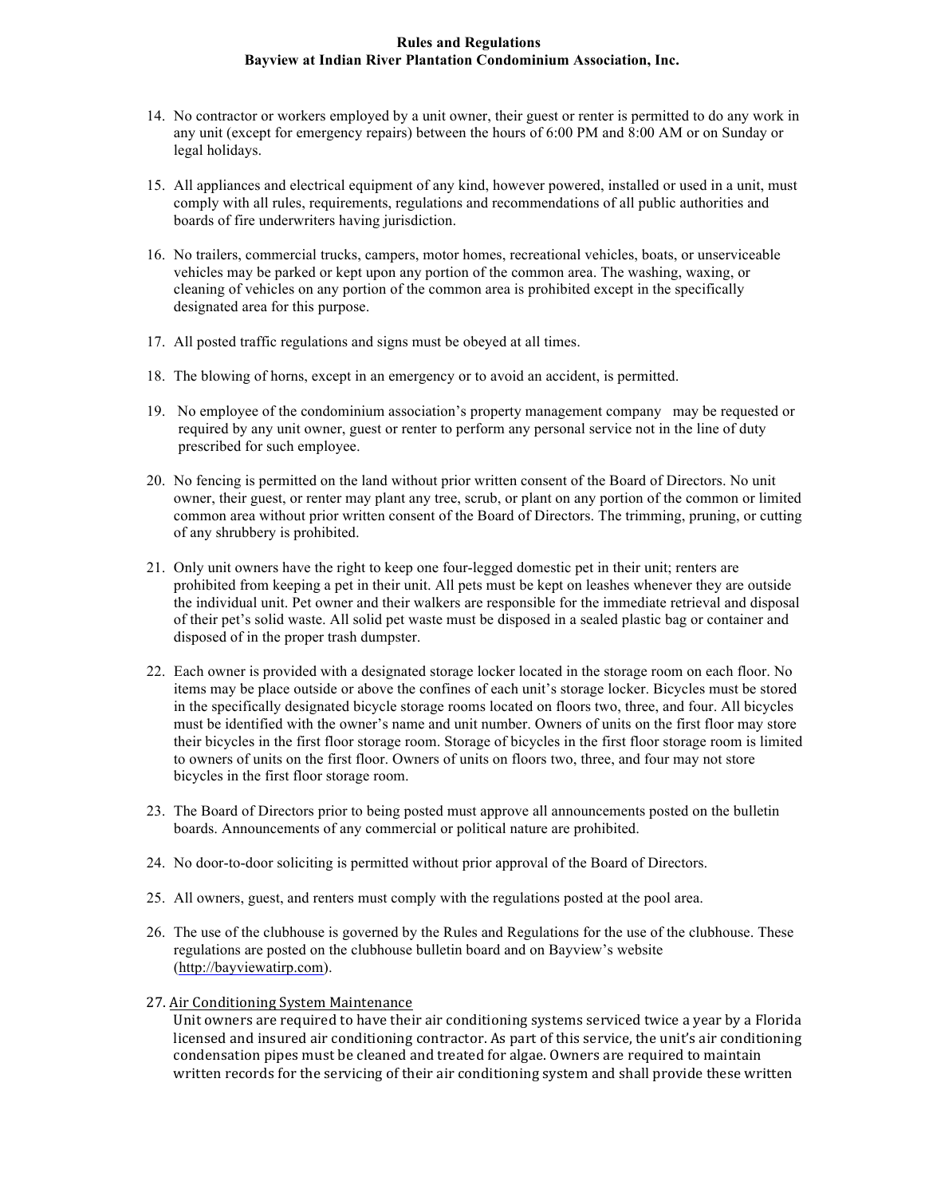14. No contractor or workers employed by a unit owner, their guest or renter is permitted to do any work in any unit (except for emergency repairs) between the hours of 6:00 PM and 8:00 AM or on Sunday or legal holidays.

15. All appliances and electrical equipment of any kind, however powered, installed or used in a unit, must comply with all rules, requirements, regulations and recommendations of all public authorities and boards of fire underwriters having jurisdiction.

16. No trailers, commercial trucks, campers, motor homes, recreational vehicles, boats, or unserviceable vehicles may be parked or kept upon any portion of the common area. The washing, waxing, or cleaning of vehicles on any portion of the common area is prohibited except in the specifically designated area for this purpose.

17. All posted traffic regulations and signs must be obeyed at all times.

18. The blowing of horns, except in an emergency or to avoid an accident, is permitted.

19. No employee of the condominium association's property management company may be requested or required by any unit owner, guest or renter to perform any personal service not in the line of duty prescribed for such employee.

20. No fencing is permitted on the land without prior written consent of the Board of Directors. No unit owner, their guest, or renter may plant any tree, scrub, or plant on any portion of the common or limited common area without prior written consent of the Board of Directors. The trimming, pruning, or cutting of any shrubbery is prohibited.

21. Only unit owners have the right to keep one four-legged domestic pet in their unit; renters are prohibited from keeping a pet in their unit. All pets must be kept on leashes whenever they are outside the individual unit. Pet owner and their walkers are responsible for the immediate retrieval and disposal of their pet's solid waste. All solid pet waste must be disposed in a sealed plastic bag or container and disposed of in the proper trash dumpster.

22. Each owner is provided with a designated storage locker located in the storage room on each floor. No items may be place outside or above the confines of each unit's storage locker. Bicycles must be stored in the specifically designated bicycle storage rooms located on floors two, three, and four. All bicycles must be identified with the owner's name and unit number. Owners of units on the first floor may store their bicycles in the first floor storage room. Storage of bicycles in the first floor storage room is limited to owners of units on the first floor. Owners of units on floors two, three, and four may not store bicycles in the first floor storage room.

23. The Board of Directors prior to being posted must approve all announcements posted on the bulletin boards. Announcements of any commercial or political nature are prohibited.

24. No door-to-door soliciting is permitted without prior approval of the Board of Directors.

25. All owners, guest, and renters must comply with the regulations posted at the pool area.

26. The use of the clubhouse is governed by the Rules and Regulations for the use of the clubhouse. These regulations are posted on the clubhouse bulletin board and on Bayview's website (http://bayviewatirp.com).

27. <u>Air Conditioning System Maintenance</u>
    Unit owners are required to have their air conditioning systems serviced twice a year by a Florida licensed and insured air conditioning contractor. As part of this service, the unit's air conditioning condensation pipes must be cleaned and treated for algae. Owners are required to maintain written records for the servicing of their air conditioning system and shall provide these written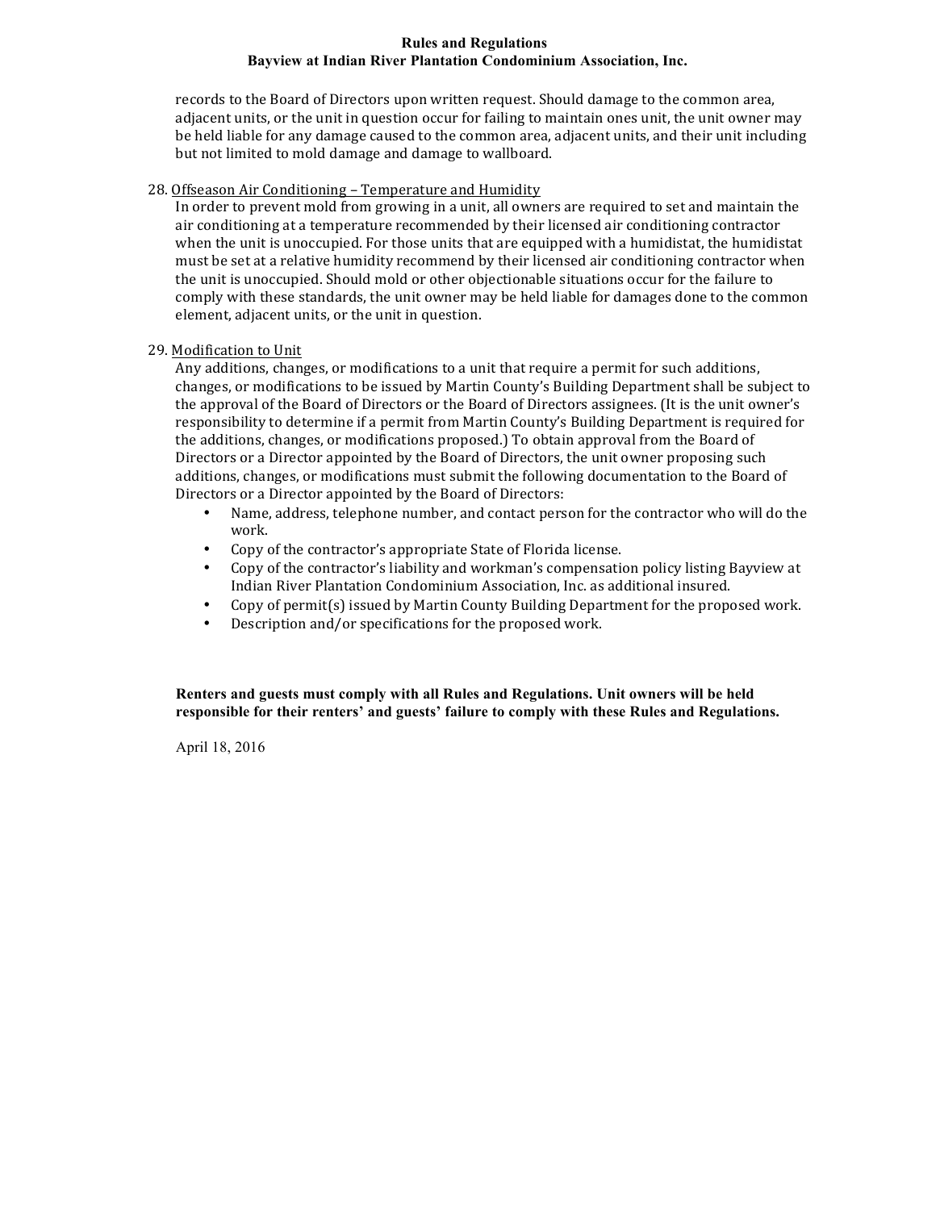records to the Board of Directors upon written request. Should damage to the common area, adjacent units, or the unit in question occur for failing to maintain ones unit, the unit owner may be held liable for any damage caused to the common area, adjacent units, and their unit including but not limited to mold damage and damage to wallboard.

28. Offseason Air Conditioning – Temperature and Humidity
   In order to prevent mold from growing in a unit, all owners are required to set and maintain the air conditioning at a temperature recommended by their licensed air conditioning contractor when the unit is unoccupied. For those units that are equipped with a humidistat, the humidistat must be set at a relative humidity recommend by their licensed air conditioning contractor when the unit is unoccupied. Should mold or other objectionable situations occur for the failure to comply with these standards, the unit owner may be held liable for damages done to the common element, adjacent units, or the unit in question.

29. Modification to Unit
   Any additions, changes, or modifications to a unit that require a permit for such additions, changes, or modifications to be issued by Martin County's Building Department shall be subject to the approval of the Board of Directors or the Board of Directors assignees. (It is the unit owner's responsibility to determine if a permit from Martin County's Building Department is required for the additions, changes, or modifications proposed.) To obtain approval from the Board of Directors or a Director appointed by the Board of Directors, the unit owner proposing such additions, changes, or modifications must submit the following documentation to the Board of Directors or a Director appointed by the Board of Directors:
   - Name, address, telephone number, and contact person for the contractor who will do the work.
   - Copy of the contractor's appropriate State of Florida license.
   - Copy of the contractor's liability and workman's compensation policy listing Bayview at Indian River Plantation Condominium Association, Inc. as additional insured.
   - Copy of permit(s) issued by Martin County Building Department for the proposed work.
   - Description and/or specifications for the proposed work.

**Renters and guests must comply with all Rules and Regulations. Unit owners will be held responsible for their renters' and guests' failure to comply with these Rules and Regulations.**

April 18, 2016